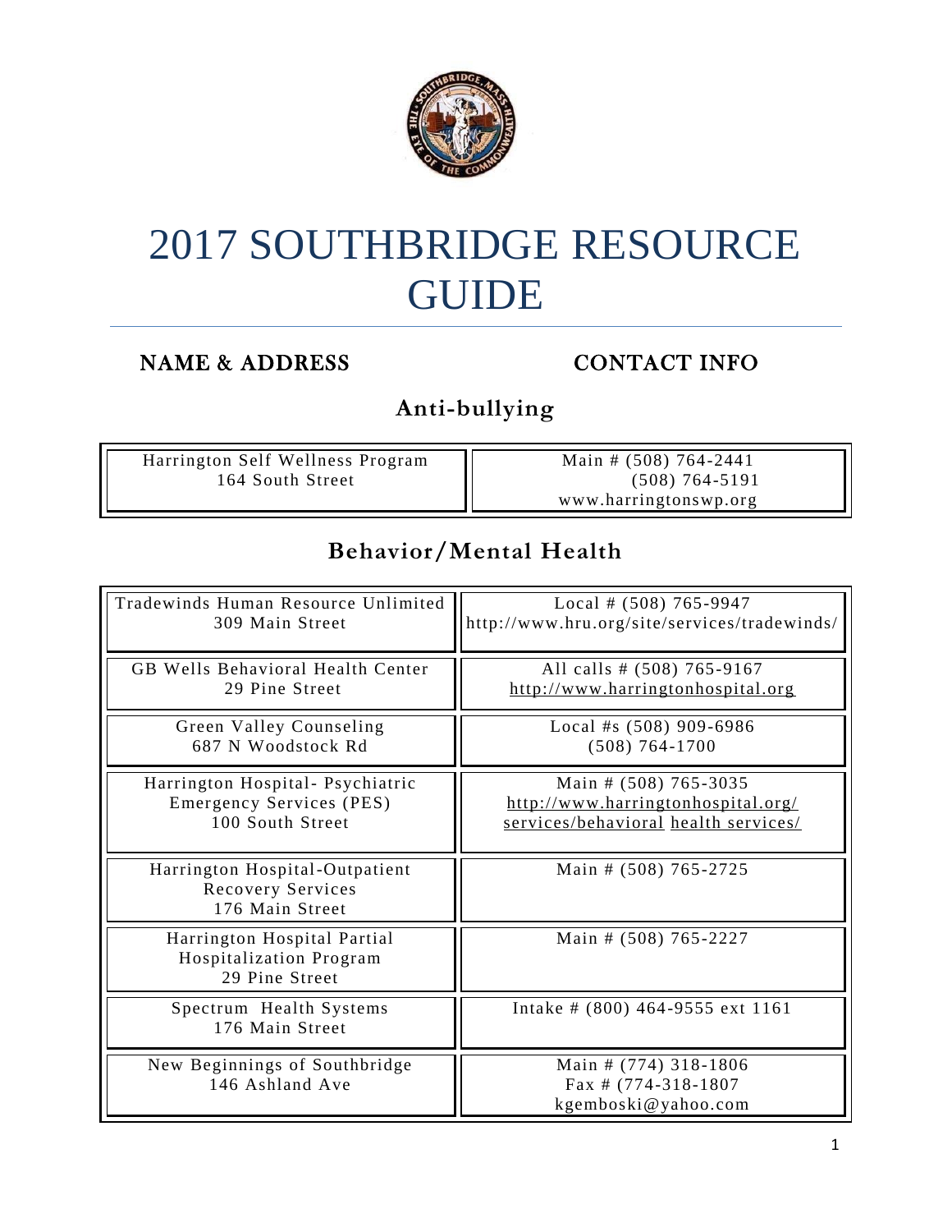# 2017 SOUTHBRIDGE RESOURCE GUIDE

| NAME & ADDRESS | CONTACT INFO |
|---|---|

## Anti-bullying

| NAME & ADDRESS | CONTACT INFO |
|---|---|
| Harrington Self Wellness Program<br>164 South Street | Main # (508) 764-2441<br>(508) 764-5191<br>www.harringtonswp.org |

## Behavior/Mental Health

| NAME & ADDRESS | CONTACT INFO |
|---|---|
| Tradewinds Human Resource Unlimited<br>309 Main Street | Local # (508) 765-9947<br>http://www.hru.org/site/services/tradewinds/ |
| GB Wells Behavioral Health Center<br>29 Pine Street | All calls # (508) 765-9167<br>http://www.harringtonhospital.org |
| Green Valley Counseling<br>687 N Woodstock Rd | Local #s (508) 909-6986<br>(508) 764-1700 |
| Harrington Hospital- Psychiatric Emergency Services (PES)<br>100 South Street | Main # (508) 765-3035<br>http://www.harringtonhospital.org/services/behavioral health services/ |
| Harrington Hospital-Outpatient Recovery Services<br>176 Main Street | Main # (508) 765-2725 |
| Harrington Hospital Partial Hospitalization Program<br>29 Pine Street | Main # (508) 765-2227 |
| Spectrum Health Systems<br>176 Main Street | Intake # (800) 464-9555 ext 1161 |
| New Beginnings of Southbridge<br>146 Ashland Ave | Main # (774) 318-1806<br>Fax # (774-318-1807<br>kgemboski@yahoo.com |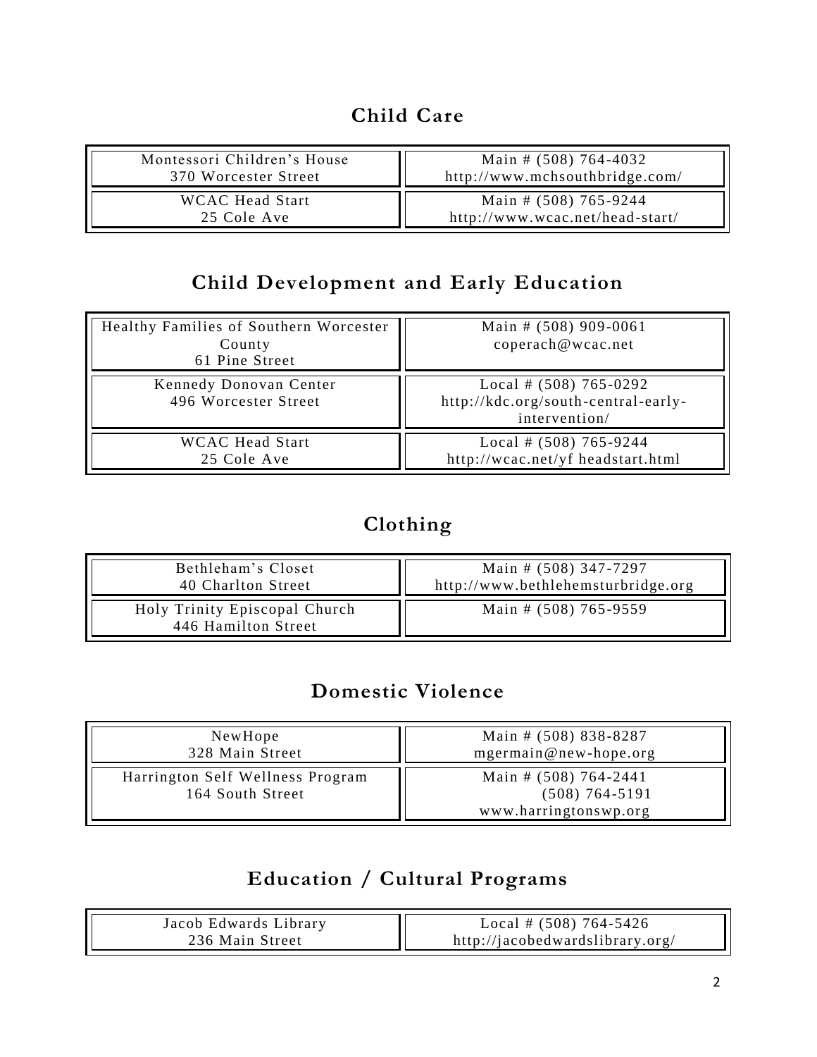## Child Care

| | |
|---|---|
| Montessori Children's House<br>370 Worcester Street | Main # (508) 764-4032<br>http://www.mchsouthbridge.com/ |
| WCAC Head Start<br>25 Cole Ave | Main # (508) 765-9244<br>http://www.wcac.net/head-start/ |

## Child Development and Early Education

| | |
|---|---|
| Healthy Families of Southern Worcester County<br>61 Pine Street | Main # (508) 909-0061<br>coperach@wcac.net |
| Kennedy Donovan Center<br>496 Worcester Street | Local # (508) 765-0292<br>http://kdc.org/south-central-early-intervention/ |
| WCAC Head Start<br>25 Cole Ave | Local # (508) 765-9244<br>http://wcac.net/yf headstart.html |

## Clothing

| | |
|---|---|
| Bethleham's Closet<br>40 Charlton Street | Main # (508) 347-7297<br>http://www.bethlehemsturbridge.org |
| Holy Trinity Episcopal Church<br>446 Hamilton Street | Main # (508) 765-9559 |

## Domestic Violence

| | |
|---|---|
| NewHope<br>328 Main Street | Main # (508) 838-8287<br>mgermain@new-hope.org |
| Harrington Self Wellness Program<br>164 South Street | Main # (508) 764-2441<br>(508) 764-5191<br>www.harringtonswp.org |

## Education / Cultural Programs

| | |
|---|---|
| Jacob Edwards Library<br>236 Main Street | Local # (508) 764-5426<br>http://jacobedwardslibrary.org/ |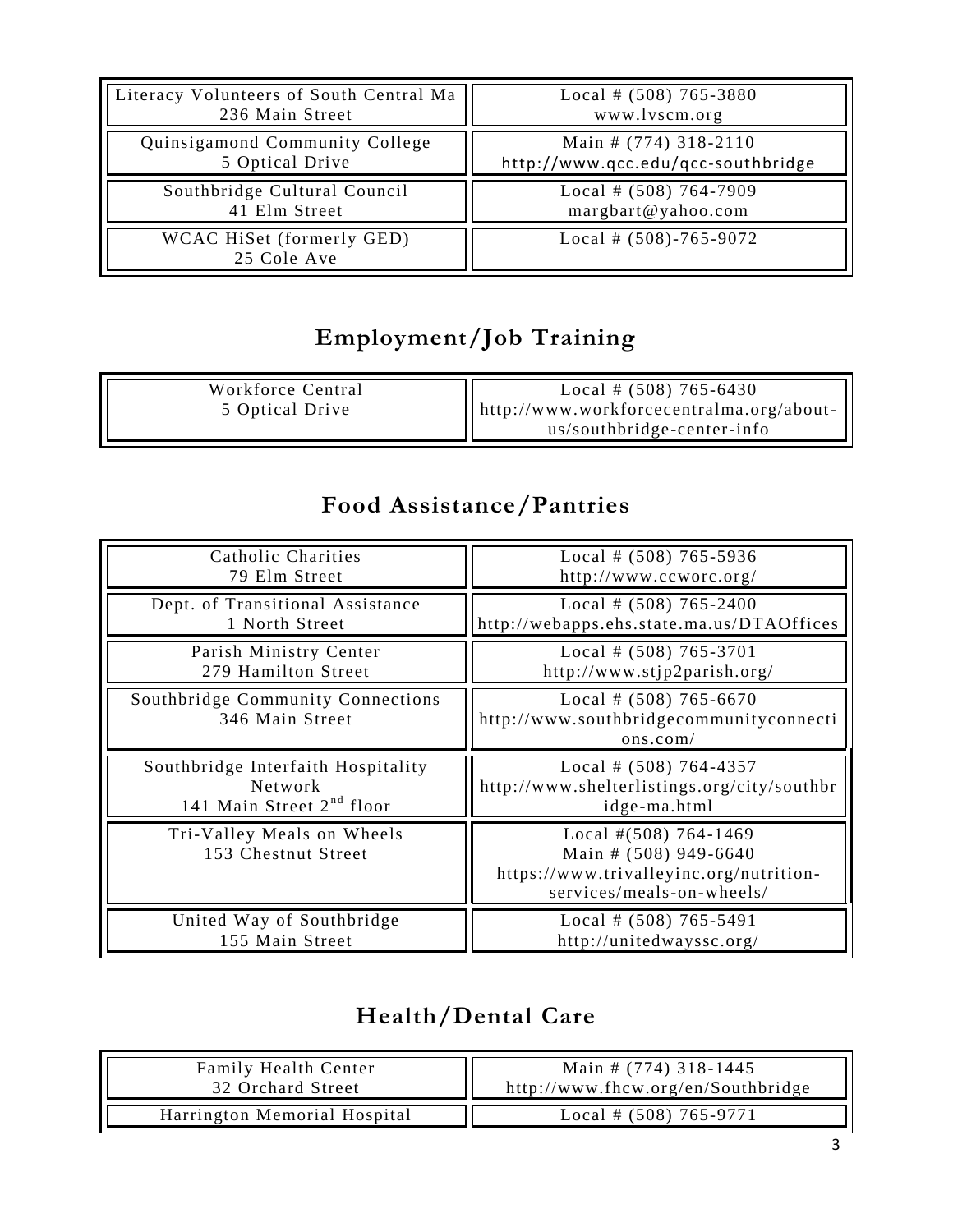| | |
|---|---|
| Literacy Volunteers of South Central Ma<br>236 Main Street | Local # (508) 765-3880<br>www.lvscm.org |
| Quinsigamond Community College<br>5 Optical Drive | Main # (774) 318-2110<br>http://www.qcc.edu/qcc-southbridge |
| Southbridge Cultural Council<br>41 Elm Street | Local # (508) 764-7909<br>margbart@yahoo.com |
| WCAC HiSet (formerly GED)<br>25 Cole Ave | Local # (508)-765-9072 |

## Employment/Job Training

| | |
|---|---|
| Workforce Central<br>5 Optical Drive | Local # (508) 765-6430<br>http://www.workforcecentralma.org/about-us/southbridge-center-info |

## Food Assistance/Pantries

| | |
|---|---|
| Catholic Charities<br>79 Elm Street | Local # (508) 765-5936<br>http://www.ccworc.org/ |
| Dept. of Transitional Assistance<br>1 North Street | Local # (508) 765-2400<br>http://webapps.ehs.state.ma.us/DTAOffices |
| Parish Ministry Center<br>279 Hamilton Street | Local # (508) 765-3701<br>http://www.stjp2parish.org/ |
| Southbridge Community Connections<br>346 Main Street | Local # (508) 765-6670<br>http://www.southbridgecommunityconnections.com/ |
| Southbridge Interfaith Hospitality Network<br>141 Main Street 2nd floor | Local # (508) 764-4357<br>http://www.shelterlistings.org/city/southbridge-ma.html |
| Tri-Valley Meals on Wheels<br>153 Chestnut Street | Local #(508) 764-1469<br>Main # (508) 949-6640<br>https://www.trivalleyinc.org/nutrition-services/meals-on-wheels/ |
| United Way of Southbridge<br>155 Main Street | Local # (508) 765-5491<br>http://unitedwayssc.org/ |

## Health/Dental Care

| | |
|---|---|
| Family Health Center<br>32 Orchard Street | Main # (774) 318-1445<br>http://www.fhcw.org/en/Southbridge |
| Harrington Memorial Hospital | Local # (508) 765-9771 |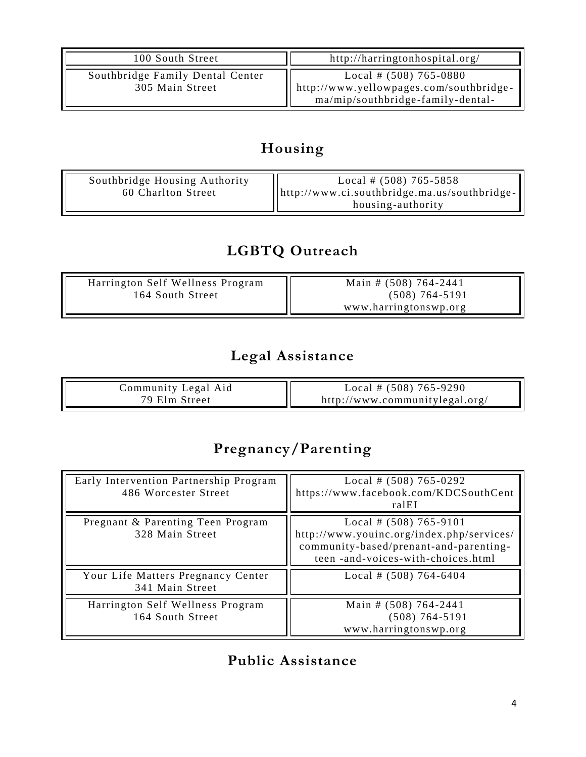| | |
|---|---|
| 100 South Street | http://harringtonhospital.org/ |
| Southbridge Family Dental Center<br>305 Main Street | Local # (508) 765-0880<br>http://www.yellowpages.com/southbridge-ma/mip/southbridge-family-dental- |

## Housing

| | |
|---|---|
| Southbridge Housing Authority<br>60 Charlton Street | Local # (508) 765-5858<br>http://www.ci.southbridge.ma.us/southbridge-housing-authority |

## LGBTQ Outreach

| | |
|---|---|
| Harrington Self Wellness Program<br>164 South Street | Main # (508) 764-2441<br>(508) 764-5191<br>www.harringtonswp.org |

## Legal Assistance

| | |
|---|---|
| Community Legal Aid<br>79 Elm Street | Local # (508) 765-9290<br>http://www.communitylegal.org/ |

## Pregnancy/Parenting

| | |
|---|---|
| Early Intervention Partnership Program<br>486 Worcester Street | Local # (508) 765-0292<br>https://www.facebook.com/KDCSouthCentralEI |
| Pregnant & Parenting Teen Program<br>328 Main Street | Local # (508) 765-9101<br>http://www.youinc.org/index.php/services/community-based/prenant-and-parenting-teen -and-voices-with-choices.html |
| Your Life Matters Pregnancy Center<br>341 Main Street | Local # (508) 764-6404 |
| Harrington Self Wellness Program<br>164 South Street | Main # (508) 764-2441<br>(508) 764-5191<br>www.harringtonswp.org |

## Public Assistance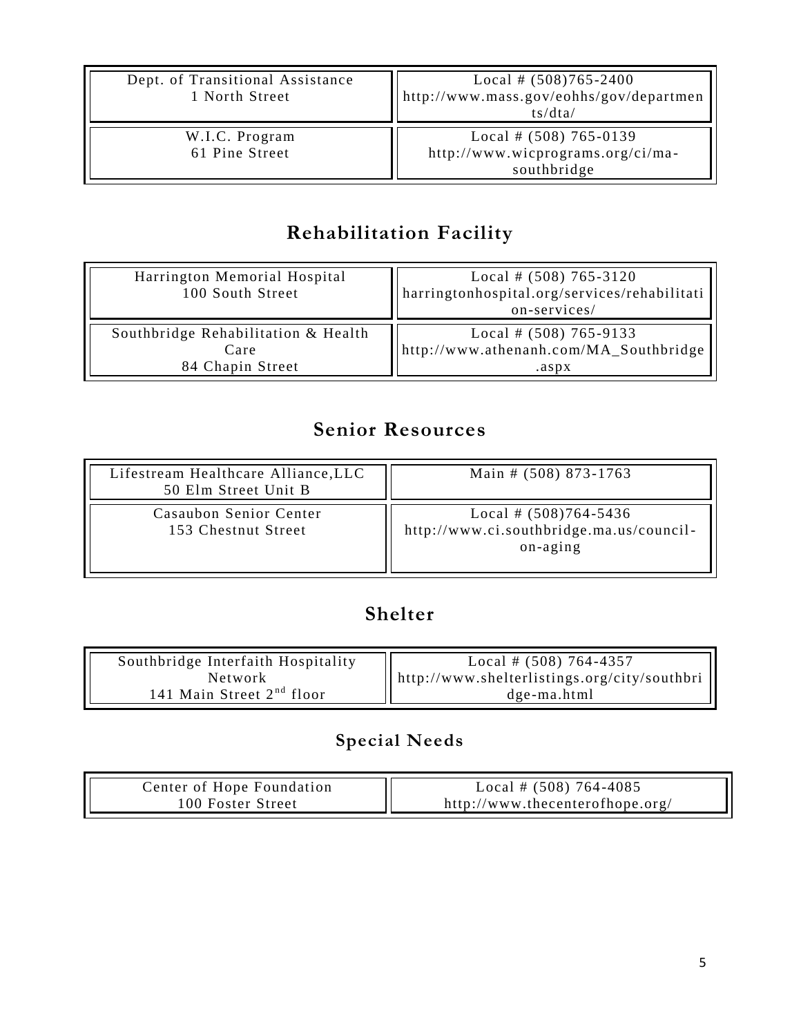| Dept. of Transitional Assistance<br>1 North Street | Local # (508)765-2400<br>http://www.mass.gov/eohhs/gov/departments/dta/ |
|---|---|
| W.I.C. Program<br>61 Pine Street | Local # (508) 765-0139<br>http://www.wicprograms.org/ci/ma-southbridge |

## Rehabilitation Facility

| Harrington Memorial Hospital<br>100 South Street | Local # (508) 765-3120<br>harringtonhospital.org/services/rehabilitation-services/ |
|---|---|
| Southbridge Rehabilitation & Health Care<br>84 Chapin Street | Local # (508) 765-9133<br>http://www.athenanh.com/MA_Southbridge.aspx |

## Senior Resources

| Lifestream Healthcare Alliance,LLC<br>50 Elm Street Unit B | Main # (508) 873-1763 |
|---|---|
| Casaubon Senior Center<br>153 Chestnut Street | Local # (508)764-5436<br>http://www.ci.southbridge.ma.us/council-on-aging |

## Shelter

| Southbridge Interfaith Hospitality Network<br>141 Main Street 2nd floor | Local # (508) 764-4357<br>http://www.shelterlistings.org/city/southbridge-ma.html |
|---|---|

## Special Needs

| Center of Hope Foundation<br>100 Foster Street | Local # (508) 764-4085<br>http://www.thecenterofhope.org/ |
|---|---|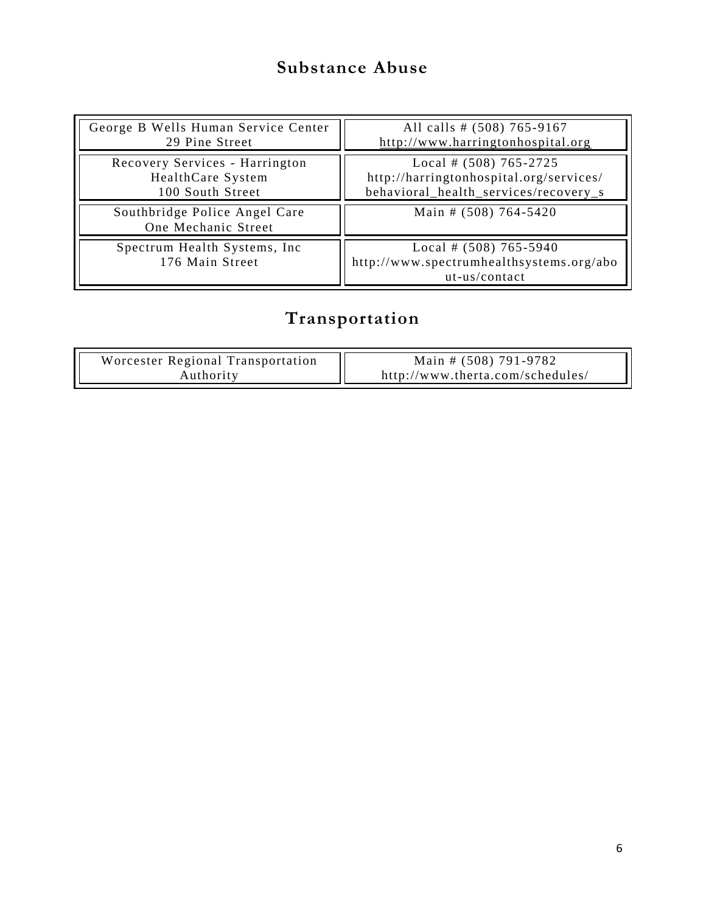## Substance Abuse

| | |
|---|---|
| George B Wells Human Service Center 29 Pine Street | All calls # (508) 765-9167 http://www.harringtonhospital.org |
| Recovery Services - Harrington HealthCare System 100 South Street | Local # (508) 765-2725 http://harringtonhospital.org/services/behavioral_health_services/recovery_s |
| Southbridge Police Angel Care One Mechanic Street | Main # (508) 764-5420 |
| Spectrum Health Systems, Inc 176 Main Street | Local # (508) 765-5940 http://www.spectrumhealthsystems.org/about-us/contact |

## Transportation

| | |
|---|---|
| Worcester Regional Transportation Authority | Main # (508) 791-9782 http://www.therta.com/schedules/ |